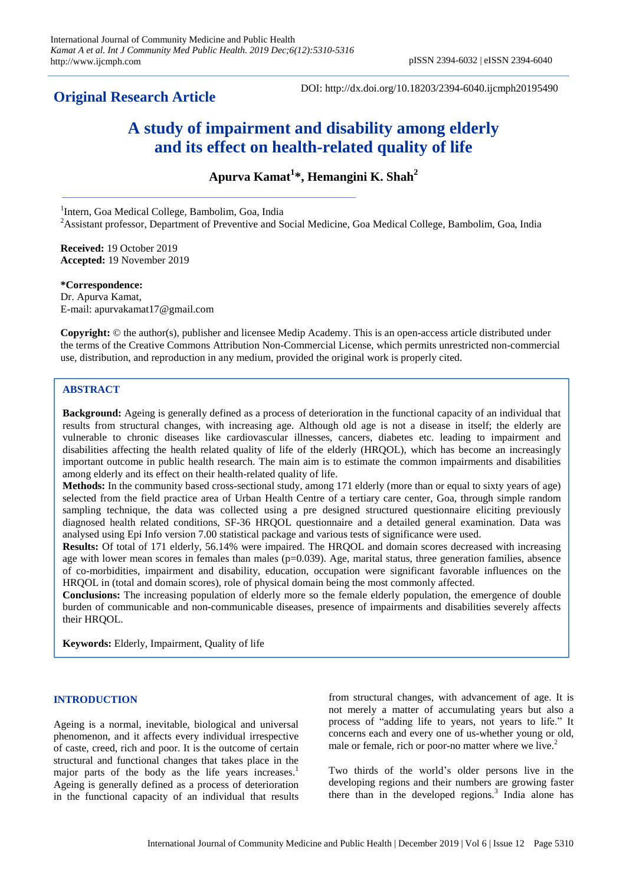**Original Research Article**

DOI: http://dx.doi.org/10.18203/2394-6040.ijcmph20195490

# A study of impairment and disability among elderly and its effect on health-related quality of life

**Apurva Kamat[1]*, Hemangini K. Shah[2]**

[1]Intern, Goa Medical College, Bambolim, Goa, India

[2]Assistant professor, Department of Preventive and Social Medicine, Goa Medical College, Bambolim, Goa, India

**Received:** 19 October 2019
**Accepted:** 19 November 2019

***Correspondence:**
Dr. Apurva Kamat,
E-mail: apurvakamat17@gmail.com

**Copyright:** © the author(s), publisher and licensee Medip Academy. This is an open-access article distributed under the terms of the Creative Commons Attribution Non-Commercial License, which permits unrestricted non-commercial use, distribution, and reproduction in any medium, provided the original work is properly cited.

## ABSTRACT

**Background:** Ageing is generally defined as a process of deterioration in the functional capacity of an individual that results from structural changes, with increasing age. Although old age is not a disease in itself; the elderly are vulnerable to chronic diseases like cardiovascular illnesses, cancers, diabetes etc. leading to impairment and disabilities affecting the health related quality of life of the elderly (HRQOL), which has become an increasingly important outcome in public health research. The main aim is to estimate the common impairments and disabilities among elderly and its effect on their health-related quality of life.

**Methods:** In the community based cross-sectional study, among 171 elderly (more than or equal to sixty years of age) selected from the field practice area of Urban Health Centre of a tertiary care center, Goa, through simple random sampling technique, the data was collected using a pre designed structured questionnaire eliciting previously diagnosed health related conditions, SF-36 HRQOL questionnaire and a detailed general examination. Data was analysed using Epi Info version 7.00 statistical package and various tests of significance were used.

**Results:** Of total of 171 elderly, 56.14% were impaired. The HRQOL and domain scores decreased with increasing age with lower mean scores in females than males (p=0.039). Age, marital status, three generation families, absence of co-morbidities, impairment and disability, education, occupation were significant favorable influences on the HRQOL in (total and domain scores), role of physical domain being the most commonly affected.

**Conclusions:** The increasing population of elderly more so the female elderly population, the emergence of double burden of communicable and non-communicable diseases, presence of impairments and disabilities severely affects their HRQOL.

**Keywords:** Elderly, Impairment, Quality of life

## INTRODUCTION

Ageing is a normal, inevitable, biological and universal phenomenon, and it affects every individual irrespective of caste, creed, rich and poor. It is the outcome of certain structural and functional changes that takes place in the major parts of the body as the life years increases.[1] Ageing is generally defined as a process of deterioration in the functional capacity of an individual that results from structural changes, with advancement of age. It is not merely a matter of accumulating years but also a process of "adding life to years, not years to life." It concerns each and every one of us-whether young or old, male or female, rich or poor-no matter where we live.[2]

Two thirds of the world's older persons live in the developing regions and their numbers are growing faster there than in the developed regions.[3] India alone has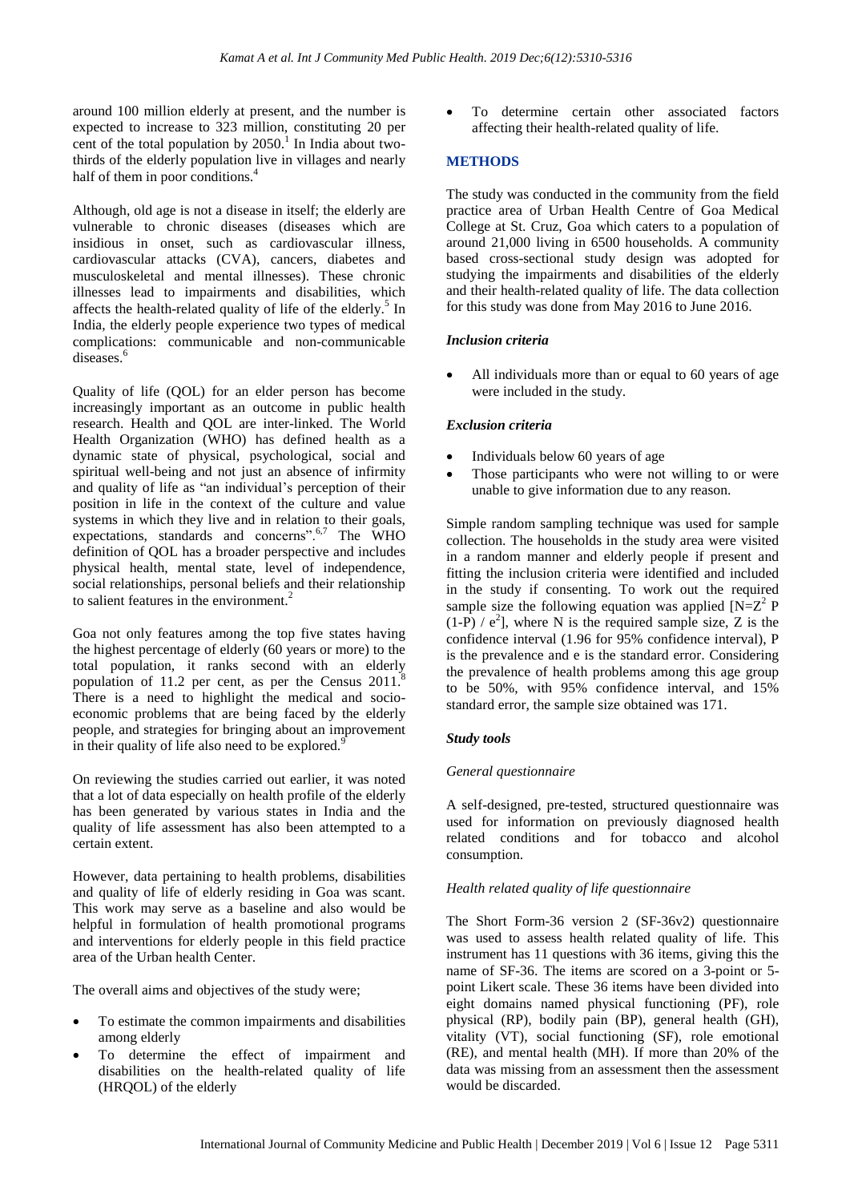around 100 million elderly at present, and the number is expected to increase to 323 million, constituting 20 per cent of the total population by 2050.[1] In India about two-thirds of the elderly population live in villages and nearly half of them in poor conditions.[4]

Although, old age is not a disease in itself; the elderly are vulnerable to chronic diseases (diseases which are insidious in onset, such as cardiovascular illness, cardiovascular attacks (CVA), cancers, diabetes and musculoskeletal and mental illnesses). These chronic illnesses lead to impairments and disabilities, which affects the health-related quality of life of the elderly.[5] In India, the elderly people experience two types of medical complications: communicable and non-communicable diseases.[6]

Quality of life (QOL) for an elder person has become increasingly important as an outcome in public health research. Health and QOL are inter-linked. The World Health Organization (WHO) has defined health as a dynamic state of physical, psychological, social and spiritual well-being and not just an absence of infirmity and quality of life as "an individual's perception of their position in life in the context of the culture and value systems in which they live and in relation to their goals, expectations, standards and concerns".[6,7] The WHO definition of QOL has a broader perspective and includes physical health, mental state, level of independence, social relationships, personal beliefs and their relationship to salient features in the environment.[2]

Goa not only features among the top five states having the highest percentage of elderly (60 years or more) to the total population, it ranks second with an elderly population of 11.2 per cent, as per the Census 2011.[8] There is a need to highlight the medical and socio-economic problems that are being faced by the elderly people, and strategies for bringing about an improvement in their quality of life also need to be explored.[9]

On reviewing the studies carried out earlier, it was noted that a lot of data especially on health profile of the elderly has been generated by various states in India and the quality of life assessment has also been attempted to a certain extent.

However, data pertaining to health problems, disabilities and quality of life of elderly residing in Goa was scant. This work may serve as a baseline and also would be helpful in formulation of health promotional programs and interventions for elderly people in this field practice area of the Urban health Center.

The overall aims and objectives of the study were;

- To estimate the common impairments and disabilities among elderly
- To determine the effect of impairment and disabilities on the health-related quality of life (HRQOL) of the elderly
- To determine certain other associated factors affecting their health-related quality of life.

## METHODS

The study was conducted in the community from the field practice area of Urban Health Centre of Goa Medical College at St. Cruz, Goa which caters to a population of around 21,000 living in 6500 households. A community based cross-sectional study design was adopted for studying the impairments and disabilities of the elderly and their health-related quality of life. The data collection for this study was done from May 2016 to June 2016.

### *Inclusion criteria*

- All individuals more than or equal to 60 years of age were included in the study.

### *Exclusion criteria*

- Individuals below 60 years of age
- Those participants who were not willing to or were unable to give information due to any reason.

Simple random sampling technique was used for sample collection. The households in the study area were visited in a random manner and elderly people if present and fitting the inclusion criteria were identified and included in the study if consenting. To work out the required sample size the following equation was applied [$N=Z^2$ P (1-P) / $e^2$], where N is the required sample size, Z is the confidence interval (1.96 for 95% confidence interval), P is the prevalence and e is the standard error. Considering the prevalence of health problems among this age group to be 50%, with 95% confidence interval, and 15% standard error, the sample size obtained was 171.

### *Study tools*

#### *General questionnaire*

A self-designed, pre-tested, structured questionnaire was used for information on previously diagnosed health related conditions and for tobacco and alcohol consumption.

#### *Health related quality of life questionnaire*

The Short Form-36 version 2 (SF-36v2) questionnaire was used to assess health related quality of life. This instrument has 11 questions with 36 items, giving this the name of SF-36. The items are scored on a 3-point or 5-point Likert scale. These 36 items have been divided into eight domains named physical functioning (PF), role physical (RP), bodily pain (BP), general health (GH), vitality (VT), social functioning (SF), role emotional (RE), and mental health (MH). If more than 20% of the data was missing from an assessment then the assessment would be discarded.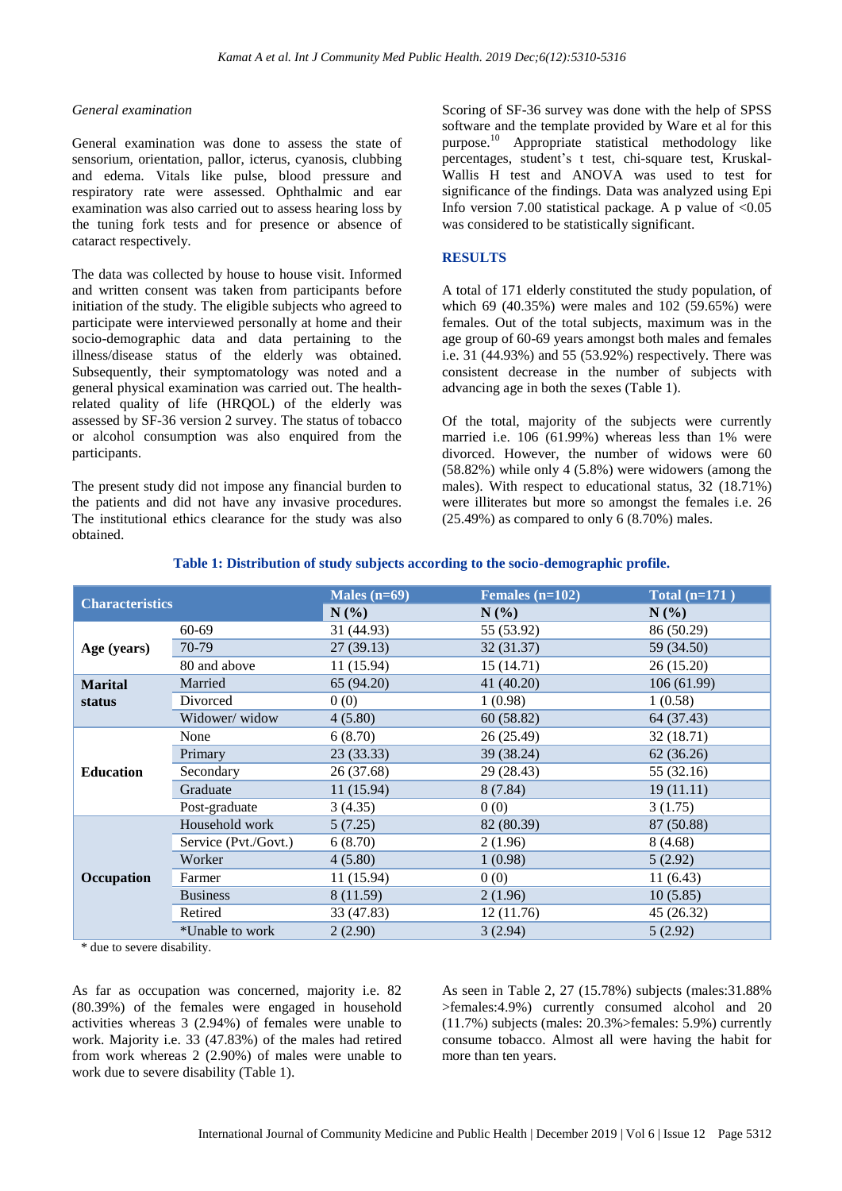*General examination*

General examination was done to assess the state of sensorium, orientation, pallor, icterus, cyanosis, clubbing and edema. Vitals like pulse, blood pressure and respiratory rate were assessed. Ophthalmic and ear examination was also carried out to assess hearing loss by the tuning fork tests and for presence or absence of cataract respectively.

The data was collected by house to house visit. Informed and written consent was taken from participants before initiation of the study. The eligible subjects who agreed to participate were interviewed personally at home and their socio-demographic data and data pertaining to the illness/disease status of the elderly was obtained. Subsequently, their symptomatology was noted and a general physical examination was carried out. The health-related quality of life (HRQOL) of the elderly was assessed by SF-36 version 2 survey. The status of tobacco or alcohol consumption was also enquired from the participants.

The present study did not impose any financial burden to the patients and did not have any invasive procedures. The institutional ethics clearance for the study was also obtained.

Scoring of SF-36 survey was done with the help of SPSS software and the template provided by Ware et al for this purpose.[10] Appropriate statistical methodology like percentages, student's t test, chi-square test, Kruskal-Wallis H test and ANOVA was used to test for significance of the findings. Data was analyzed using Epi Info version 7.00 statistical package. A p value of <0.05 was considered to be statistically significant.

## RESULTS

A total of 171 elderly constituted the study population, of which 69 (40.35%) were males and 102 (59.65%) were females. Out of the total subjects, maximum was in the age group of 60-69 years amongst both males and females i.e. 31 (44.93%) and 55 (53.92%) respectively. There was consistent decrease in the number of subjects with advancing age in both the sexes (Table 1).

Of the total, majority of the subjects were currently married i.e. 106 (61.99%) whereas less than 1% were divorced. However, the number of widows were 60 (58.82%) while only 4 (5.8%) were widowers (among the males). With respect to educational status, 32 (18.71%) were illiterates but more so amongst the females i.e. 26 (25.49%) as compared to only 6 (8.70%) males.

**Table 1: Distribution of study subjects according to the socio-demographic profile.**

| Characteristics | | Males (n=69) | Females (n=102) | Total (n=171 ) |
|---|---|---|---|---|
| | | N (%) | N (%) | N (%) |
| Age (years) | 60-69 | 31 (44.93) | 55 (53.92) | 86 (50.29) |
| | 70-79 | 27 (39.13) | 32 (31.37) | 59 (34.50) |
| | 80 and above | 11 (15.94) | 15 (14.71) | 26 (15.20) |
| Marital status | Married | 65 (94.20) | 41 (40.20) | 106 (61.99) |
| | Divorced | 0 (0) | 1 (0.98) | 1 (0.58) |
| | Widower/ widow | 4 (5.80) | 60 (58.82) | 64 (37.43) |
| Education | None | 6 (8.70) | 26 (25.49) | 32 (18.71) |
| | Primary | 23 (33.33) | 39 (38.24) | 62 (36.26) |
| | Secondary | 26 (37.68) | 29 (28.43) | 55 (32.16) |
| | Graduate | 11 (15.94) | 8 (7.84) | 19 (11.11) |
| | Post-graduate | 3 (4.35) | 0 (0) | 3 (1.75) |
| Occupation | Household work | 5 (7.25) | 82 (80.39) | 87 (50.88) |
| | Service (Pvt./Govt.) | 6 (8.70) | 2 (1.96) | 8 (4.68) |
| | Worker | 4 (5.80) | 1 (0.98) | 5 (2.92) |
| | Farmer | 11 (15.94) | 0 (0) | 11 (6.43) |
| | Business | 8 (11.59) | 2 (1.96) | 10 (5.85) |
| | Retired | 33 (47.83) | 12 (11.76) | 45 (26.32) |
| | *Unable to work | 2 (2.90) | 3 (2.94) | 5 (2.92) |

\* due to severe disability.

As far as occupation was concerned, majority i.e. 82 (80.39%) of the females were engaged in household activities whereas 3 (2.94%) of females were unable to work. Majority i.e. 33 (47.83%) of the males had retired from work whereas 2 (2.90%) of males were unable to work due to severe disability (Table 1).

As seen in Table 2, 27 (15.78%) subjects (males:31.88% >females:4.9%) currently consumed alcohol and 20 (11.7%) subjects (males: 20.3%>females: 5.9%) currently consume tobacco. Almost all were having the habit for more than ten years.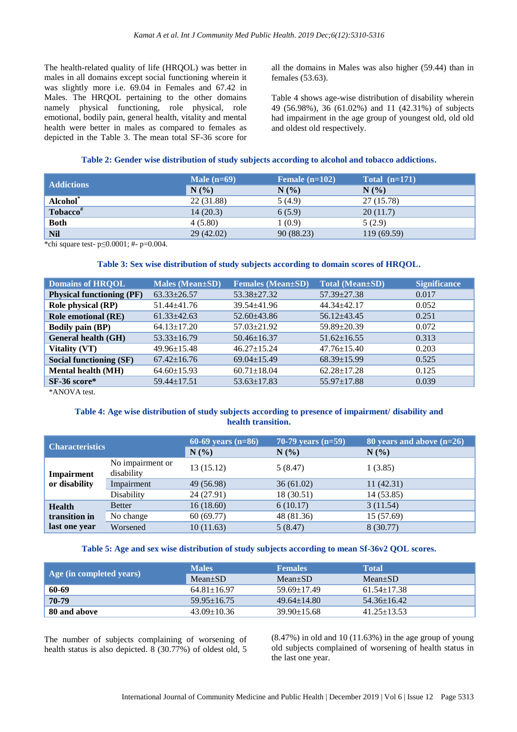The health-related quality of life (HRQOL) was better in males in all domains except social functioning wherein it was slightly more i.e. 69.04 in Females and 67.42 in Males. The HRQOL pertaining to the other domains namely physical functioning, role physical, role emotional, bodily pain, general health, vitality and mental health were better in males as compared to females as depicted in the Table 3. The mean total SF-36 score for all the domains in Males was also higher (59.44) than in females (53.63).

Table 4 shows age-wise distribution of disability wherein 49 (56.98%), 36 (61.02%) and 11 (42.31%) of subjects had impairment in the age group of youngest old, old old and oldest old respectively.

**Table 2: Gender wise distribution of study subjects according to alcohol and tobacco addictions.**

| Addictions | Male (n=69) | Female (n=102) | Total (n=171) |
|---|---|---|---|
| | N (%) | N (%) | N (%) |
| **Alcohol*** | 22 (31.88) | 5 (4.9) | 27 (15.78) |
| **Tobacco#** | 14 (20.3) | 6 (5.9) | 20 (11.7) |
| **Both** | 4 (5.80) | 1 (0.9) | 5 (2.9) |
| **Nil** | 29 (42.02) | 90 (88.23) | 119 (69.59) |

*chi square test- $p \leq 0.0001$; #- p=0.004.

**Table 3: Sex wise distribution of study subjects according to domain scores of HRQOL.**

| Domains of HRQOL | Males (Mean±SD) | Females (Mean±SD) | Total (Mean±SD) | Significance |
|---|---|---|---|---|
| **Physical functioning (PF)** | 63.33±26.57 | 53.38±27.32 | 57.39±27.38 | 0.017 |
| **Role physical (RP)** | 51.44±41.76 | 39.54±41.96 | 44.34±42.17 | 0.052 |
| **Role emotional (RE)** | 61.33±42.63 | 52.60±43.86 | 56.12±43.45 | 0.251 |
| **Bodily pain (BP)** | 64.13±17.20 | 57.03±21.92 | 59.89±20.39 | 0.072 |
| **General health (GH)** | 53.33±16.79 | 50.46±16.37 | 51.62±16.55 | 0.313 |
| **Vitality (VT)** | 49.96±15.48 | 46.27±15.24 | 47.76±15.40 | 0.203 |
| **Social functioning (SF)** | 67.42±16.76 | 69.04±15.49 | 68.39±15.99 | 0.525 |
| **Mental health (MH)** | 64.60±15.93 | 60.71±18.04 | 62.28±17.28 | 0.125 |
| **SF-36 score*** | 59.44±17.51 | 53.63±17.83 | 55.97±17.88 | 0.039 |

*ANOVA test.

**Table 4: Age wise distribution of study subjects according to presence of impairment/ disability and health transition.**

| Characteristics | | 60-69 years (n=86) | 70-79 years (n=59) | 80 years and above (n=26) |
|---|---|---|---|---|
| | | N (%) | N (%) | N (%) |
| **Impairment or disability** | No impairment or disability | 13 (15.12) | 5 (8.47) | 1 (3.85) |
| | Impairment | 49 (56.98) | 36 (61.02) | 11 (42.31) |
| | Disability | 24 (27.91) | 18 (30.51) | 14 (53.85) |
| **Health transition in last one year** | Better | 16 (18.60) | 6 (10.17) | 3 (11.54) |
| | No change | 60 (69.77) | 48 (81.36) | 15 (57.69) |
| | Worsened | 10 (11.63) | 5 (8.47) | 8 (30.77) |

**Table 5: Age and sex wise distribution of study subjects according to mean Sf-36v2 QOL scores.**

| Age (in completed years) | Males | Females | Total |
|---|---|---|---|
| | Mean±SD | Mean±SD | Mean±SD |
| **60-69** | 64.81±16.97 | 59.69±17.49 | 61.54±17.38 |
| **70-79** | 59.95±16.75 | 49.64±14.80 | 54.36±16.42 |
| **80 and above** | 43.09±10.36 | 39.90±15.68 | 41.25±13.53 |

The number of subjects complaining of worsening of health status is also depicted. 8 (30.77%) of oldest old, 5 (8.47%) in old and 10 (11.63%) in the age group of young old subjects complained of worsening of health status in the last one year.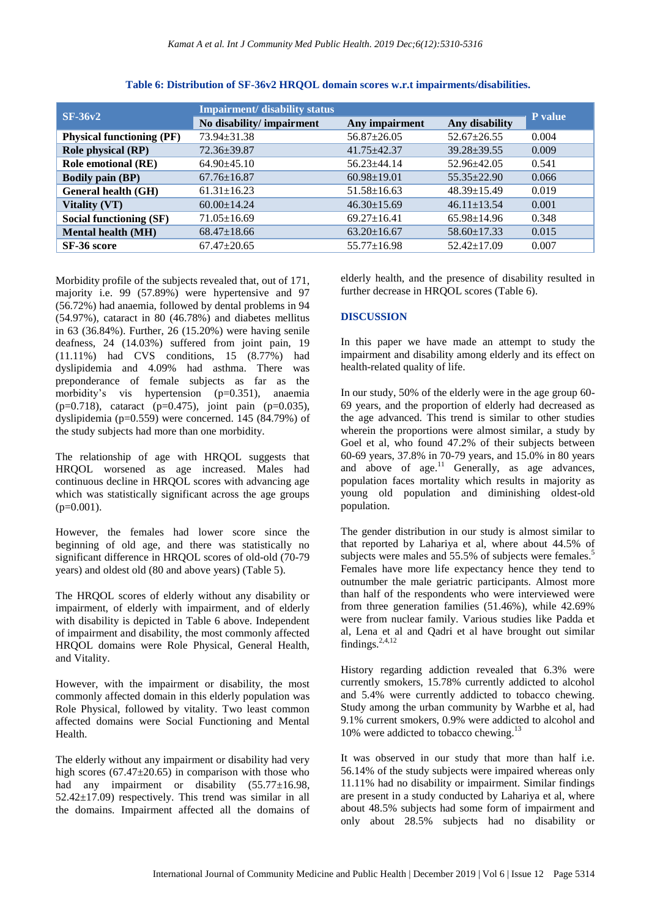**Table 6: Distribution of SF-36v2 HRQOL domain scores w.r.t impairments/disabilities.**

| SF-36v2 | Impairment/ disability status | | | P value |
|---|---|---|---|---|
| | No disability/ impairment | Any impairment | Any disability | |
| **Physical functioning (PF)** | 73.94±31.38 | 56.87±26.05 | 52.67±26.55 | 0.004 |
| **Role physical (RP)** | 72.36±39.87 | 41.75±42.37 | 39.28±39.55 | 0.009 |
| **Role emotional (RE)** | 64.90±45.10 | 56.23±44.14 | 52.96±42.05 | 0.541 |
| **Bodily pain (BP)** | 67.76±16.87 | 60.98±19.01 | 55.35±22.90 | 0.066 |
| **General health (GH)** | 61.31±16.23 | 51.58±16.63 | 48.39±15.49 | 0.019 |
| **Vitality (VT)** | 60.00±14.24 | 46.30±15.69 | 46.11±13.54 | 0.001 |
| **Social functioning (SF)** | 71.05±16.69 | 69.27±16.41 | 65.98±14.96 | 0.348 |
| **Mental health (MH)** | 68.47±18.66 | 63.20±16.67 | 58.60±17.33 | 0.015 |
| **SF-36 score** | 67.47±20.65 | 55.77±16.98 | 52.42±17.09 | 0.007 |

Morbidity profile of the subjects revealed that, out of 171, majority i.e. 99 (57.89%) were hypertensive and 97 (56.72%) had anaemia, followed by dental problems in 94 (54.97%), cataract in 80 (46.78%) and diabetes mellitus in 63 (36.84%). Further, 26 (15.20%) were having senile deafness, 24 (14.03%) suffered from joint pain, 19 (11.11%) had CVS conditions, 15 (8.77%) had dyslipidemia and 4.09% had asthma. There was preponderance of female subjects as far as the morbidity's vis hypertension (p=0.351), anaemia (p=0.718), cataract (p=0.475), joint pain (p=0.035), dyslipidemia (p=0.559) were concerned. 145 (84.79%) of the study subjects had more than one morbidity.

The relationship of age with HRQOL suggests that HRQOL worsened as age increased. Males had continuous decline in HRQOL scores with advancing age which was statistically significant across the age groups (p=0.001).

However, the females had lower score since the beginning of old age, and there was statistically no significant difference in HRQOL scores of old-old (70-79 years) and oldest old (80 and above years) (Table 5).

The HRQOL scores of elderly without any disability or impairment, of elderly with impairment, and of elderly with disability is depicted in Table 6 above. Independent of impairment and disability, the most commonly affected HRQOL domains were Role Physical, General Health, and Vitality.

However, with the impairment or disability, the most commonly affected domain in this elderly population was Role Physical, followed by vitality. Two least common affected domains were Social Functioning and Mental Health.

The elderly without any impairment or disability had very high scores (67.47±20.65) in comparison with those who had any impairment or disability (55.77±16.98, 52.42±17.09) respectively. This trend was similar in all the domains. Impairment affected all the domains of elderly health, and the presence of disability resulted in further decrease in HRQOL scores (Table 6).

## DISCUSSION

In this paper we have made an attempt to study the impairment and disability among elderly and its effect on health-related quality of life.

In our study, 50% of the elderly were in the age group 60-69 years, and the proportion of elderly had decreased as the age advanced. This trend is similar to other studies wherein the proportions were almost similar, a study by Goel et al, who found 47.2% of their subjects between 60-69 years, 37.8% in 70-79 years, and 15.0% in 80 years and above of age.[11] Generally, as age advances, population faces mortality which results in majority as young old population and diminishing oldest-old population.

The gender distribution in our study is almost similar to that reported by Lahariya et al, where about 44.5% of subjects were males and 55.5% of subjects were females.[5] Females have more life expectancy hence they tend to outnumber the male geriatric participants. Almost more than half of the respondents who were interviewed were from three generation families (51.46%), while 42.69% were from nuclear family. Various studies like Padda et al, Lena et al and Qadri et al have brought out similar findings.[2,4,12]

History regarding addiction revealed that 6.3% were currently smokers, 15.78% currently addicted to alcohol and 5.4% were currently addicted to tobacco chewing. Study among the urban community by Warbhe et al, had 9.1% current smokers, 0.9% were addicted to alcohol and 10% were addicted to tobacco chewing.[13]

It was observed in our study that more than half i.e. 56.14% of the study subjects were impaired whereas only 11.11% had no disability or impairment. Similar findings are present in a study conducted by Lahariya et al, where about 48.5% subjects had some form of impairment and only about 28.5% subjects had no disability or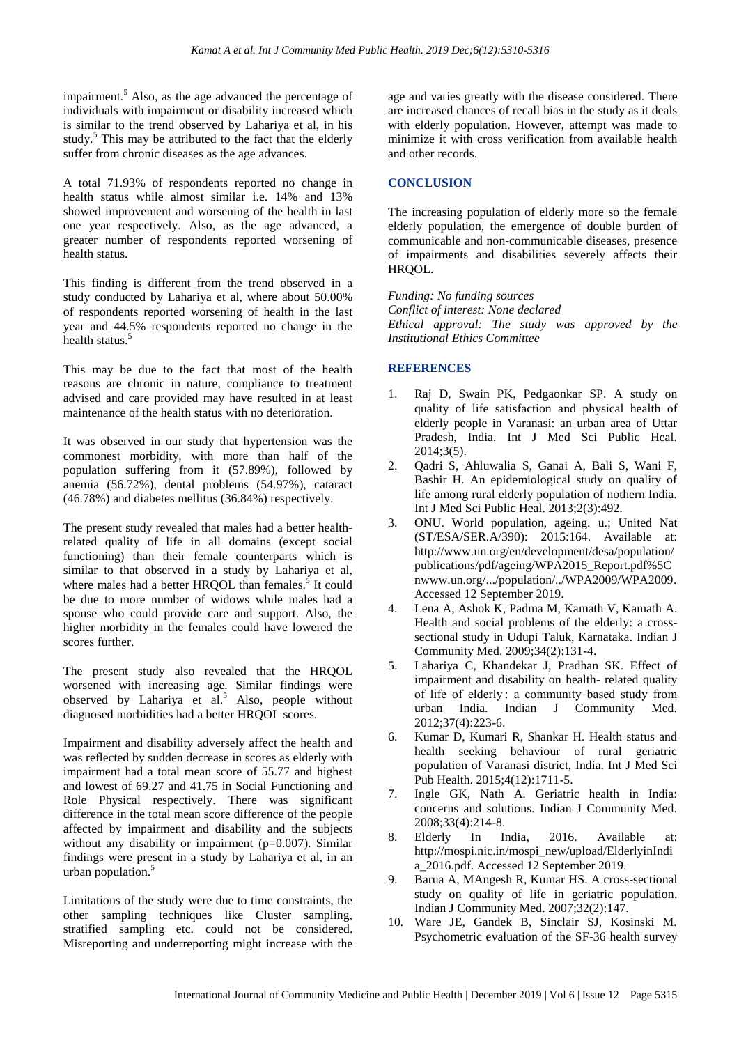impairment.[5] Also, as the age advanced the percentage of individuals with impairment or disability increased which is similar to the trend observed by Lahariya et al, in his study.[5] This may be attributed to the fact that the elderly suffer from chronic diseases as the age advances.

A total 71.93% of respondents reported no change in health status while almost similar i.e. 14% and 13% showed improvement and worsening of the health in last one year respectively. Also, as the age advanced, a greater number of respondents reported worsening of health status.

This finding is different from the trend observed in a study conducted by Lahariya et al, where about 50.00% of respondents reported worsening of health in the last year and 44.5% respondents reported no change in the health status.[5]

This may be due to the fact that most of the health reasons are chronic in nature, compliance to treatment advised and care provided may have resulted in at least maintenance of the health status with no deterioration.

It was observed in our study that hypertension was the commonest morbidity, with more than half of the population suffering from it (57.89%), followed by anemia (56.72%), dental problems (54.97%), cataract (46.78%) and diabetes mellitus (36.84%) respectively.

The present study revealed that males had a better health-related quality of life in all domains (except social functioning) than their female counterparts which is similar to that observed in a study by Lahariya et al, where males had a better HRQOL than females.[5] It could be due to more number of widows while males had a spouse who could provide care and support. Also, the higher morbidity in the females could have lowered the scores further.

The present study also revealed that the HRQOL worsened with increasing age. Similar findings were observed by Lahariya et al.[5] Also, people without diagnosed morbidities had a better HRQOL scores.

Impairment and disability adversely affect the health and was reflected by sudden decrease in scores as elderly with impairment had a total mean score of 55.77 and highest and lowest of 69.27 and 41.75 in Social Functioning and Role Physical respectively. There was significant difference in the total mean score difference of the people affected by impairment and disability and the subjects without any disability or impairment ($p=0.007$). Similar findings were present in a study by Lahariya et al, in an urban population.[5]

Limitations of the study were due to time constraints, the other sampling techniques like Cluster sampling, stratified sampling etc. could not be considered. Misreporting and underreporting might increase with the age and varies greatly with the disease considered. There are increased chances of recall bias in the study as it deals with elderly population. However, attempt was made to minimize it with cross verification from available health and other records.

## CONCLUSION

The increasing population of elderly more so the female elderly population, the emergence of double burden of communicable and non-communicable diseases, presence of impairments and disabilities severely affects their HRQOL.

*Funding: No funding sources*
*Conflict of interest: None declared*
*Ethical approval: The study was approved by the Institutional Ethics Committee*

## REFERENCES

1. Raj D, Swain PK, Pedgaonkar SP. A study on quality of life satisfaction and physical health of elderly people in Varanasi: an urban area of Uttar Pradesh, India. Int J Med Sci Public Heal. 2014;3(5).
2. Qadri S, Ahluwalia S, Ganai A, Bali S, Wani F, Bashir H. An epidemiological study on quality of life among rural elderly population of nothern India. Int J Med Sci Public Heal. 2013;2(3):492.
3. ONU. World population, ageing. u.; United Nat (ST/ESA/SER.A/390): 2015:164. Available at: http://www.un.org/en/development/desa/population/publications/pdf/ageing/WPA2015_Report.pdf%5Cnwww.un.org/.../population/../WPA2009/WPA2009. Accessed 12 September 2019.
4. Lena A, Ashok K, Padma M, Kamath V, Kamath A. Health and social problems of the elderly: a cross-sectional study in Udupi Taluk, Karnataka. Indian J Community Med. 2009;34(2):131-4.
5. Lahariya C, Khandekar J, Pradhan SK. Effect of impairment and disability on health- related quality of life of elderly : a community based study from urban India. Indian J Community Med. 2012;37(4):223-6.
6. Kumar D, Kumari R, Shankar H. Health status and health seeking behaviour of rural geriatric population of Varanasi district, India. Int J Med Sci Pub Health. 2015;4(12):1711-5.
7. Ingle GK, Nath A. Geriatric health in India: concerns and solutions. Indian J Community Med. 2008;33(4):214-8.
8. Elderly In India, 2016. Available at: http://mospi.nic.in/mospi_new/upload/ElderlyinIndia_2016.pdf. Accessed 12 September 2019.
9. Barua A, MAngesh R, Kumar HS. A cross-sectional study on quality of life in geriatric population. Indian J Community Med. 2007;32(2):147.
10. Ware JE, Gandek B, Sinclair SJ, Kosinski M. Psychometric evaluation of the SF-36 health survey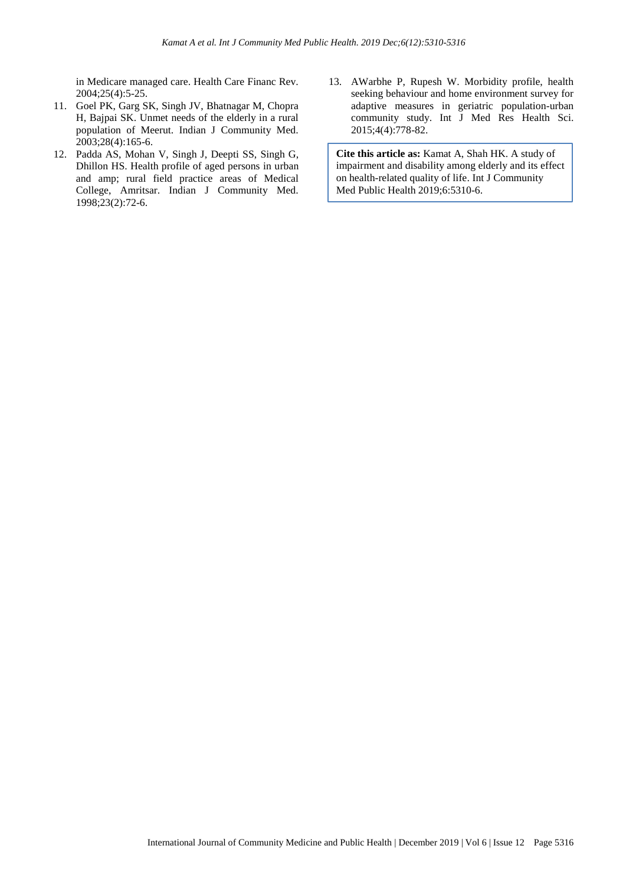in Medicare managed care. Health Care Financ Rev. 2004;25(4):5-25.

11. Goel PK, Garg SK, Singh JV, Bhatnagar M, Chopra H, Bajpai SK. Unmet needs of the elderly in a rural population of Meerut. Indian J Community Med. 2003;28(4):165-6.
12. Padda AS, Mohan V, Singh J, Deepti SS, Singh G, Dhillon HS. Health profile of aged persons in urban and amp; rural field practice areas of Medical College, Amritsar. Indian J Community Med. 1998;23(2):72-6.
13. AWarbhe P, Rupesh W. Morbidity profile, health seeking behaviour and home environment survey for adaptive measures in geriatric population-urban community study. Int J Med Res Health Sci. 2015;4(4):778-82.

**Cite this article as:** Kamat A, Shah HK. A study of impairment and disability among elderly and its effect on health-related quality of life. Int J Community Med Public Health 2019;6:5310-6.